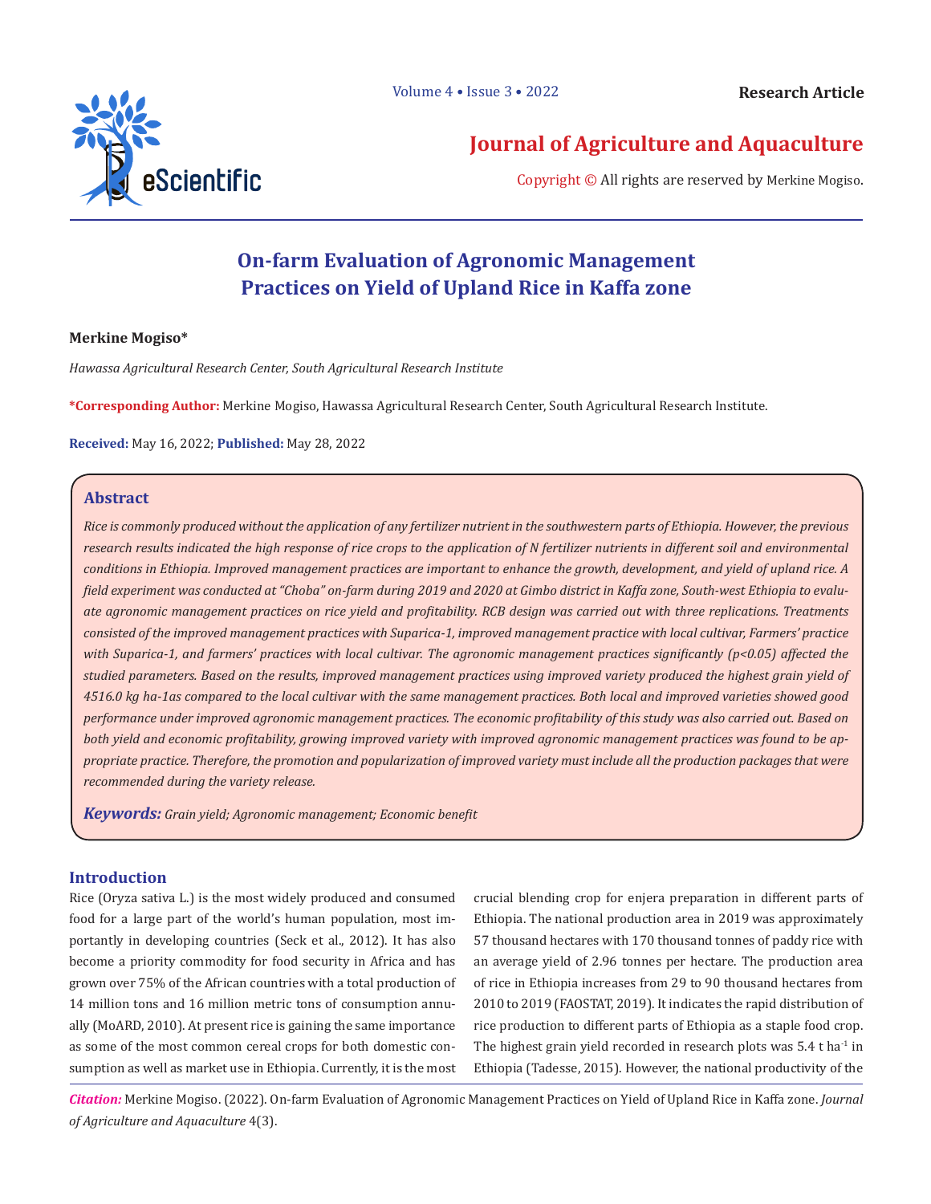# On-farm Evaluation of Agronomic Management Practices on Yield of Upland Rice in Kaffa zone

**Merkine Mogiso***

*Hawassa Agricultural Research Center, South Agricultural Research Institute*

***Corresponding Author:** Merkine Mogiso, Hawassa Agricultural Research Center, South Agricultural Research Institute.

**Received:** May 16, 2022; **Published:** May 28, 2022

## Abstract

*Rice is commonly produced without the application of any fertilizer nutrient in the southwestern parts of Ethiopia. However, the previous research results indicated the high response of rice crops to the application of N fertilizer nutrients in different soil and environmental conditions in Ethiopia. Improved management practices are important to enhance the growth, development, and yield of upland rice. A field experiment was conducted at "Choba" on-farm during 2019 and 2020 at Gimbo district in Kaffa zone, South-west Ethiopia to evaluate agronomic management practices on rice yield and profitability. RCB design was carried out with three replications. Treatments consisted of the improved management practices with Suparica-1, improved management practice with local cultivar, Farmers' practice with Suparica-1, and farmers' practices with local cultivar. The agronomic management practices significantly ($p<0.05$) affected the studied parameters. Based on the results, improved management practices using improved variety produced the highest grain yield of 4516.0 kg ha-1as compared to the local cultivar with the same management practices. Both local and improved varieties showed good performance under improved agronomic management practices. The economic profitability of this study was also carried out. Based on both yield and economic profitability, growing improved variety with improved agronomic management practices was found to be appropriate practice. Therefore, the promotion and popularization of improved variety must include all the production packages that were recommended during the variety release.*

***Keywords:*** *Grain yield; Agronomic management; Economic benefit*

## Introduction

Rice (Oryza sativa L.) is the most widely produced and consumed food for a large part of the world's human population, most importantly in developing countries (Seck et al., 2012). It has also become a priority commodity for food security in Africa and has grown over 75% of the African countries with a total production of 14 million tons and 16 million metric tons of consumption annually (MoARD, 2010). At present rice is gaining the same importance as some of the most common cereal crops for both domestic consumption as well as market use in Ethiopia. Currently, it is the most crucial blending crop for enjera preparation in different parts of Ethiopia. The national production area in 2019 was approximately 57 thousand hectares with 170 thousand tonnes of paddy rice with an average yield of 2.96 tonnes per hectare. The production area of rice in Ethiopia increases from 29 to 90 thousand hectares from 2010 to 2019 (FAOSTAT, 2019). It indicates the rapid distribution of rice production to different parts of Ethiopia as a staple food crop. The highest grain yield recorded in research plots was 5.4 t $ha^{-1}$ in Ethiopia (Tadesse, 2015). However, the national productivity of the

***Citation:*** Merkine Mogiso. (2022). On-farm Evaluation of Agronomic Management Practices on Yield of Upland Rice in Kaffa zone. *Journal of Agriculture and Aquaculture* 4(3).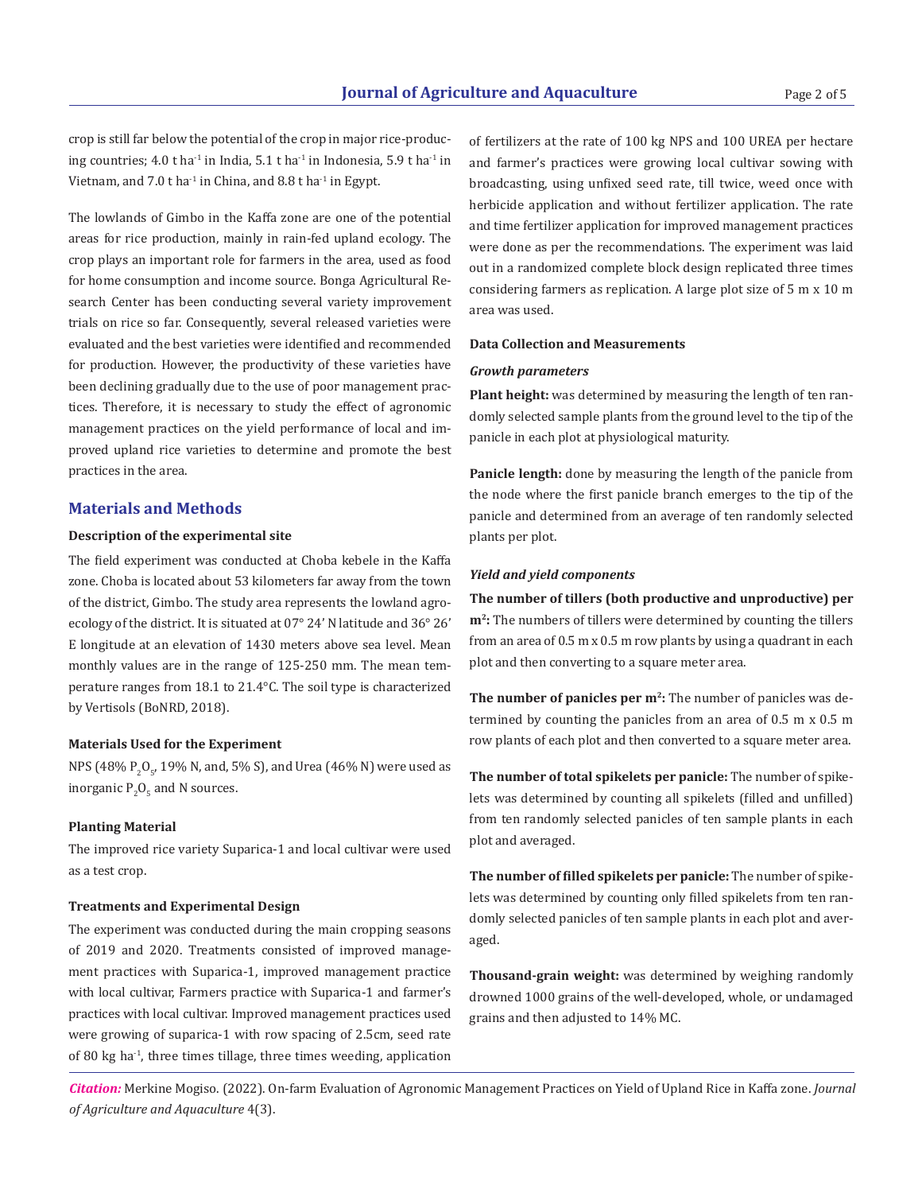crop is still far below the potential of the crop in major rice-producing countries; 4.0 t ha$^{-1}$ in India, 5.1 t ha$^{-1}$ in Indonesia, 5.9 t ha$^{-1}$ in Vietnam, and 7.0 t ha$^{-1}$ in China, and 8.8 t ha$^{-1}$ in Egypt.

The lowlands of Gimbo in the Kaffa zone are one of the potential areas for rice production, mainly in rain-fed upland ecology. The crop plays an important role for farmers in the area, used as food for home consumption and income source. Bonga Agricultural Research Center has been conducting several variety improvement trials on rice so far. Consequently, several released varieties were evaluated and the best varieties were identified and recommended for production. However, the productivity of these varieties have been declining gradually due to the use of poor management practices. Therefore, it is necessary to study the effect of agronomic management practices on the yield performance of local and improved upland rice varieties to determine and promote the best practices in the area.

## Materials and Methods

### Description of the experimental site

The field experiment was conducted at Choba kebele in the Kaffa zone. Choba is located about 53 kilometers far away from the town of the district, Gimbo. The study area represents the lowland agroecology of the district. It is situated at 07° 24' N latitude and 36° 26' E longitude at an elevation of 1430 meters above sea level. Mean monthly values are in the range of 125-250 mm. The mean temperature ranges from 18.1 to 21.4°C. The soil type is characterized by Vertisols (BoNRD, 2018).

### Materials Used for the Experiment

NPS (48% $P_2O_5$, 19% N, and, 5% S), and Urea (46% N) were used as inorganic $P_2O_5$ and N sources.

### Planting Material

The improved rice variety Suparica-1 and local cultivar were used as a test crop.

### Treatments and Experimental Design

The experiment was conducted during the main cropping seasons of 2019 and 2020. Treatments consisted of improved management practices with Suparica-1, improved management practice with local cultivar, Farmers practice with Suparica-1 and farmer's practices with local cultivar. Improved management practices used were growing of suparica-1 with row spacing of 2.5cm, seed rate of 80 kg ha$^{-1}$, three times tillage, three times weeding, application of fertilizers at the rate of 100 kg NPS and 100 UREA per hectare and farmer's practices were growing local cultivar sowing with broadcasting, using unfixed seed rate, till twice, weed once with herbicide application and without fertilizer application. The rate and time fertilizer application for improved management practices were done as per the recommendations. The experiment was laid out in a randomized complete block design replicated three times considering farmers as replication. A large plot size of 5 m x 10 m area was used.

### Data Collection and Measurements

#### *Growth parameters*

**Plant height:** was determined by measuring the length of ten randomly selected sample plants from the ground level to the tip of the panicle in each plot at physiological maturity.

**Panicle length:** done by measuring the length of the panicle from the node where the first panicle branch emerges to the tip of the panicle and determined from an average of ten randomly selected plants per plot.

#### *Yield and yield components*

**The number of tillers (both productive and unproductive) per m$^2$:** The numbers of tillers were determined by counting the tillers from an area of 0.5 m x 0.5 m row plants by using a quadrant in each plot and then converting to a square meter area.

**The number of panicles per m$^2$:** The number of panicles was determined by counting the panicles from an area of 0.5 m x 0.5 m row plants of each plot and then converted to a square meter area.

**The number of total spikelets per panicle:** The number of spikelets was determined by counting all spikelets (filled and unfilled) from ten randomly selected panicles of ten sample plants in each plot and averaged.

**The number of filled spikelets per panicle:** The number of spikelets was determined by counting only filled spikelets from ten randomly selected panicles of ten sample plants in each plot and averaged.

**Thousand-grain weight:** was determined by weighing randomly drowned 1000 grains of the well-developed, whole, or undamaged grains and then adjusted to 14% MC.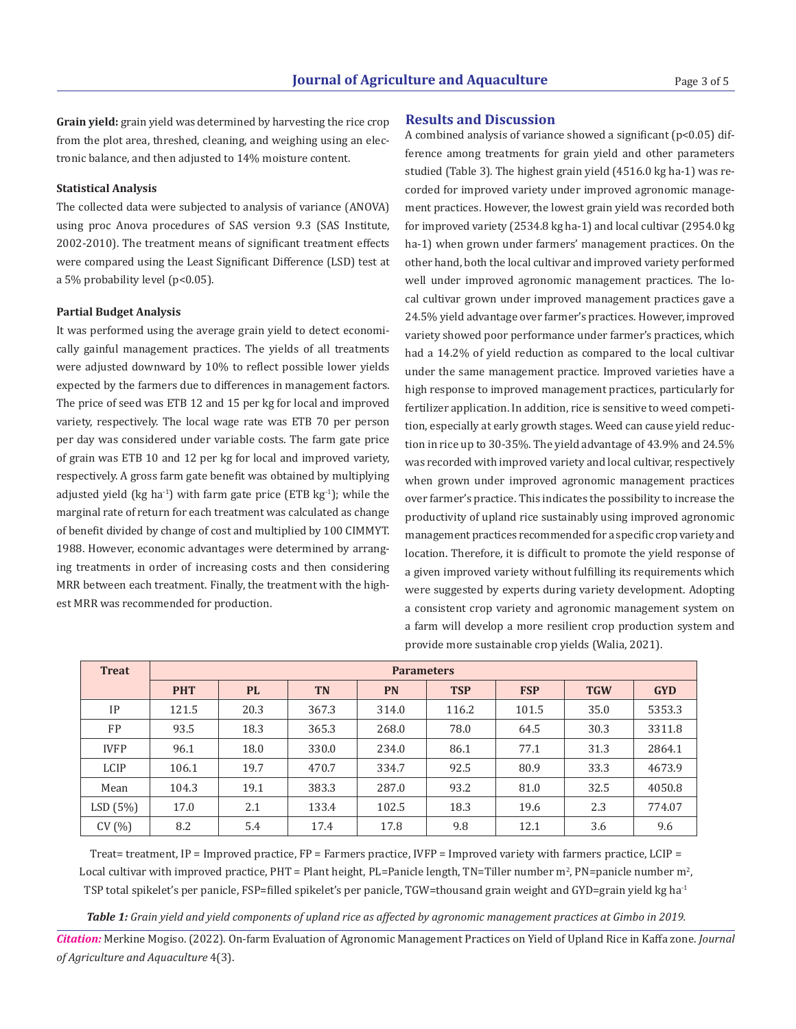**Grain yield:** grain yield was determined by harvesting the rice crop from the plot area, threshed, cleaning, and weighing using an electronic balance, and then adjusted to 14% moisture content.

### Statistical Analysis

The collected data were subjected to analysis of variance (ANOVA) using proc Anova procedures of SAS version 9.3 (SAS Institute, 2002-2010). The treatment means of significant treatment effects were compared using the Least Significant Difference (LSD) test at a 5% probability level ($p<0.05$).

### Partial Budget Analysis

It was performed using the average grain yield to detect economically gainful management practices. The yields of all treatments were adjusted downward by 10% to reflect possible lower yields expected by the farmers due to differences in management factors. The price of seed was ETB 12 and 15 per kg for local and improved variety, respectively. The local wage rate was ETB 70 per person per day was considered under variable costs. The farm gate price of grain was ETB 10 and 12 per kg for local and improved variety, respectively. A gross farm gate benefit was obtained by multiplying adjusted yield (kg $ha^{-1}$) with farm gate price (ETB $kg^{-1}$); while the marginal rate of return for each treatment was calculated as change of benefit divided by change of cost and multiplied by 100 CIMMYT. 1988. However, economic advantages were determined by arranging treatments in order of increasing costs and then considering MRR between each treatment. Finally, the treatment with the highest MRR was recommended for production.

## Results and Discussion

A combined analysis of variance showed a significant ($p<0.05$) difference among treatments for grain yield and other parameters studied (Table 3). The highest grain yield (4516.0 kg ha-1) was recorded for improved variety under improved agronomic management practices. However, the lowest grain yield was recorded both for improved variety (2534.8 kg ha-1) and local cultivar (2954.0 kg ha-1) when grown under farmers' management practices. On the other hand, both the local cultivar and improved variety performed well under improved agronomic management practices. The local cultivar grown under improved management practices gave a 24.5% yield advantage over farmer's practices. However, improved variety showed poor performance under farmer's practices, which had a 14.2% of yield reduction as compared to the local cultivar under the same management practice. Improved varieties have a high response to improved management practices, particularly for fertilizer application. In addition, rice is sensitive to weed competition, especially at early growth stages. Weed can cause yield reduction in rice up to 30-35%. The yield advantage of 43.9% and 24.5% was recorded with improved variety and local cultivar, respectively when grown under improved agronomic management practices over farmer's practice. This indicates the possibility to increase the productivity of upland rice sustainably using improved agronomic management practices recommended for a specific crop variety and location. Therefore, it is difficult to promote the yield response of a given improved variety without fulfilling its requirements which were suggested by experts during variety development. Adopting a consistent crop variety and agronomic management system on a farm will develop a more resilient crop production system and provide more sustainable crop yields (Walia, 2021).

| Treat | Parameters | | | | | | | |
|---|---|---|---|---|---|---|---|---|
| | PHT | PL | TN | PN | TSP | FSP | TGW | GYD |
| IP | 121.5 | 20.3 | 367.3 | 314.0 | 116.2 | 101.5 | 35.0 | 5353.3 |
| FP | 93.5 | 18.3 | 365.3 | 268.0 | 78.0 | 64.5 | 30.3 | 3311.8 |
| IVFP | 96.1 | 18.0 | 330.0 | 234.0 | 86.1 | 77.1 | 31.3 | 2864.1 |
| LCIP | 106.1 | 19.7 | 470.7 | 334.7 | 92.5 | 80.9 | 33.3 | 4673.9 |
| Mean | 104.3 | 19.1 | 383.3 | 287.0 | 93.2 | 81.0 | 32.5 | 4050.8 |
| LSD (5%) | 17.0 | 2.1 | 133.4 | 102.5 | 18.3 | 19.6 | 2.3 | 774.07 |
| CV (%) | 8.2 | 5.4 | 17.4 | 17.8 | 9.8 | 12.1 | 3.6 | 9.6 |

Treat= treatment, IP = Improved practice, FP = Farmers practice, IVFP = Improved variety with farmers practice, LCIP = Local cultivar with improved practice, PHT = Plant height, PL=Panicle length, TN=Tiller number $m^2$, PN=panicle number $m^2$, TSP total spikelet's per panicle, FSP=filled spikelet's per panicle, TGW=thousand grain weight and GYD=grain yield kg $ha^{-1}$

***Table 1:*** *Grain yield and yield components of upland rice as affected by agronomic management practices at Gimbo in 2019.*

***Citation:*** Merkine Mogiso. (2022). On-farm Evaluation of Agronomic Management Practices on Yield of Upland Rice in Kaffa zone. *Journal of Agriculture and Aquaculture* 4(3).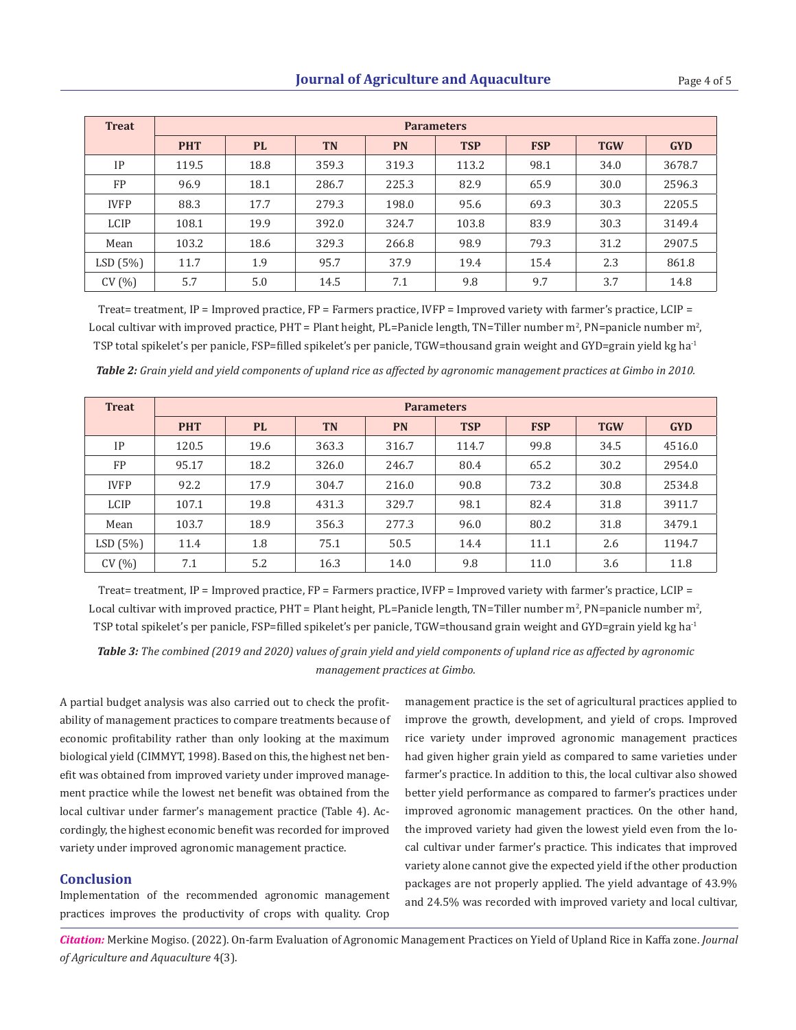| Treat | Parameters | | | | | | | |
|---|---|---|---|---|---|---|---|---|
| | PHT | PL | TN | PN | TSP | FSP | TGW | GYD |
| IP | 119.5 | 18.8 | 359.3 | 319.3 | 113.2 | 98.1 | 34.0 | 3678.7 |
| FP | 96.9 | 18.1 | 286.7 | 225.3 | 82.9 | 65.9 | 30.0 | 2596.3 |
| IVFP | 88.3 | 17.7 | 279.3 | 198.0 | 95.6 | 69.3 | 30.3 | 2205.5 |
| LCIP | 108.1 | 19.9 | 392.0 | 324.7 | 103.8 | 83.9 | 30.3 | 3149.4 |
| Mean | 103.2 | 18.6 | 329.3 | 266.8 | 98.9 | 79.3 | 31.2 | 2907.5 |
| LSD (5%) | 11.7 | 1.9 | 95.7 | 37.9 | 19.4 | 15.4 | 2.3 | 861.8 |
| CV (%) | 5.7 | 5.0 | 14.5 | 7.1 | 9.8 | 9.7 | 3.7 | 14.8 |

Treat= treatment, IP = Improved practice, FP = Farmers practice, IVFP = Improved variety with farmer's practice, LCIP = Local cultivar with improved practice, PHT = Plant height, PL=Panicle length, TN=Tiller number $m^2$, PN=panicle number $m^2$, TSP total spikelet's per panicle, FSP=filled spikelet's per panicle, TGW=thousand grain weight and GYD=grain yield kg $ha^{-1}$

***Table 2:*** *Grain yield and yield components of upland rice as affected by agronomic management practices at Gimbo in 2010.*

| Treat | Parameters | | | | | | | |
|---|---|---|---|---|---|---|---|---|
| | PHT | PL | TN | PN | TSP | FSP | TGW | GYD |
| IP | 120.5 | 19.6 | 363.3 | 316.7 | 114.7 | 99.8 | 34.5 | 4516.0 |
| FP | 95.17 | 18.2 | 326.0 | 246.7 | 80.4 | 65.2 | 30.2 | 2954.0 |
| IVFP | 92.2 | 17.9 | 304.7 | 216.0 | 90.8 | 73.2 | 30.8 | 2534.8 |
| LCIP | 107.1 | 19.8 | 431.3 | 329.7 | 98.1 | 82.4 | 31.8 | 3911.7 |
| Mean | 103.7 | 18.9 | 356.3 | 277.3 | 96.0 | 80.2 | 31.8 | 3479.1 |
| LSD (5%) | 11.4 | 1.8 | 75.1 | 50.5 | 14.4 | 11.1 | 2.6 | 1194.7 |
| CV (%) | 7.1 | 5.2 | 16.3 | 14.0 | 9.8 | 11.0 | 3.6 | 11.8 |

Treat= treatment, IP = Improved practice, FP = Farmers practice, IVFP = Improved variety with farmer's practice, LCIP = Local cultivar with improved practice, PHT = Plant height, PL=Panicle length, TN=Tiller number $m^2$, PN=panicle number $m^2$, TSP total spikelet's per panicle, FSP=filled spikelet's per panicle, TGW=thousand grain weight and GYD=grain yield kg $ha^{-1}$

***Table 3:*** *The combined (2019 and 2020) values of grain yield and yield components of upland rice as affected by agronomic management practices at Gimbo.*

A partial budget analysis was also carried out to check the profitability of management practices to compare treatments because of economic profitability rather than only looking at the maximum biological yield (CIMMYT, 1998). Based on this, the highest net benefit was obtained from improved variety under improved management practice while the lowest net benefit was obtained from the local cultivar under farmer's management practice (Table 4). Accordingly, the highest economic benefit was recorded for improved variety under improved agronomic management practice.

## Conclusion

Implementation of the recommended agronomic management practices improves the productivity of crops with quality. Crop management practice is the set of agricultural practices applied to improve the growth, development, and yield of crops. Improved rice variety under improved agronomic management practices had given higher grain yield as compared to same varieties under farmer's practice. In addition to this, the local cultivar also showed better yield performance as compared to farmer's practices under improved agronomic management practices. On the other hand, the improved variety had given the lowest yield even from the local cultivar under farmer's practice. This indicates that improved variety alone cannot give the expected yield if the other production packages are not properly applied. The yield advantage of 43.9% and 24.5% was recorded with improved variety and local cultivar,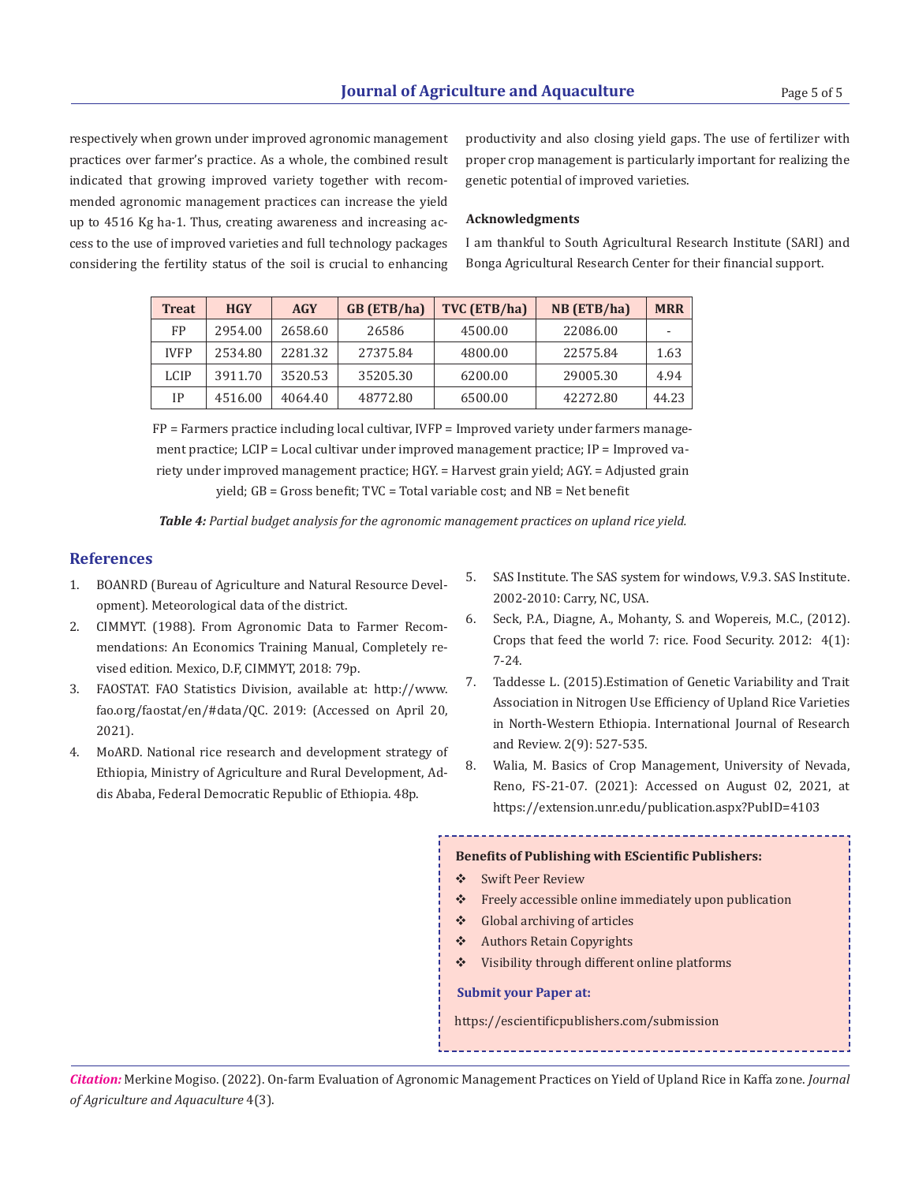respectively when grown under improved agronomic management practices over farmer's practice. As a whole, the combined result indicated that growing improved variety together with recommended agronomic management practices can increase the yield up to 4516 Kg ha-1. Thus, creating awareness and increasing access to the use of improved varieties and full technology packages considering the fertility status of the soil is crucial to enhancing productivity and also closing yield gaps. The use of fertilizer with proper crop management is particularly important for realizing the genetic potential of improved varieties.

### Acknowledgments

I am thankful to South Agricultural Research Institute (SARI) and Bonga Agricultural Research Center for their financial support.

| Treat | HGY | AGY | GB (ETB/ha) | TVC (ETB/ha) | NB (ETB/ha) | MRR |
|---|---|---|---|---|---|---|
| FP | 2954.00 | 2658.60 | 26586 | 4500.00 | 22086.00 | - |
| IVFP | 2534.80 | 2281.32 | 27375.84 | 4800.00 | 22575.84 | 1.63 |
| LCIP | 3911.70 | 3520.53 | 35205.30 | 6200.00 | 29005.30 | 4.94 |
| IP | 4516.00 | 4064.40 | 48772.80 | 6500.00 | 42272.80 | 44.23 |

FP = Farmers practice including local cultivar, IVFP = Improved variety under farmers management practice; LCIP = Local cultivar under improved management practice; IP = Improved variety under improved management practice; HGY. = Harvest grain yield; AGY. = Adjusted grain yield; GB = Gross benefit; TVC = Total variable cost; and NB = Net benefit

***Table 4:*** *Partial budget analysis for the agronomic management practices on upland rice yield.*

## References

1. BOANRD (Bureau of Agriculture and Natural Resource Development). Meteorological data of the district.
2. CIMMYT. (1988). From Agronomic Data to Farmer Recommendations: An Economics Training Manual, Completely revised edition. Mexico, D.F, CIMMYT, 2018: 79p.
3. FAOSTAT. FAO Statistics Division, available at: http://www.fao.org/faostat/en/#data/QC. 2019: (Accessed on April 20, 2021).
4. MoARD. National rice research and development strategy of Ethiopia, Ministry of Agriculture and Rural Development, Addis Ababa, Federal Democratic Republic of Ethiopia. 48p.
5. SAS Institute. The SAS system for windows, V.9.3. SAS Institute. 2002-2010: Carry, NC, USA.
6. Seck, P.A., Diagne, A., Mohanty, S. and Wopereis, M.C., (2012). Crops that feed the world 7: rice. Food Security. 2012: 4(1): 7-24.
7. Taddesse L. (2015).Estimation of Genetic Variability and Trait Association in Nitrogen Use Efficiency of Upland Rice Varieties in North-Western Ethiopia. International Journal of Research and Review. 2(9): 527-535.
8. Walia, M. Basics of Crop Management, University of Nevada, Reno, FS-21-07. (2021): Accessed on August 02, 2021, at https://extension.unr.edu/publication.aspx?PubID=4103

**Benefits of Publishing with EScientific Publishers:**

- Swift Peer Review
- Freely accessible online immediately upon publication
- Global archiving of articles
- Authors Retain Copyrights
- Visibility through different online platforms

**Submit your Paper at:**

https://escientificpublishers.com/submission

***Citation:*** Merkine Mogiso. (2022). On-farm Evaluation of Agronomic Management Practices on Yield of Upland Rice in Kaffa zone. *Journal of Agriculture and Aquaculture* 4(3).